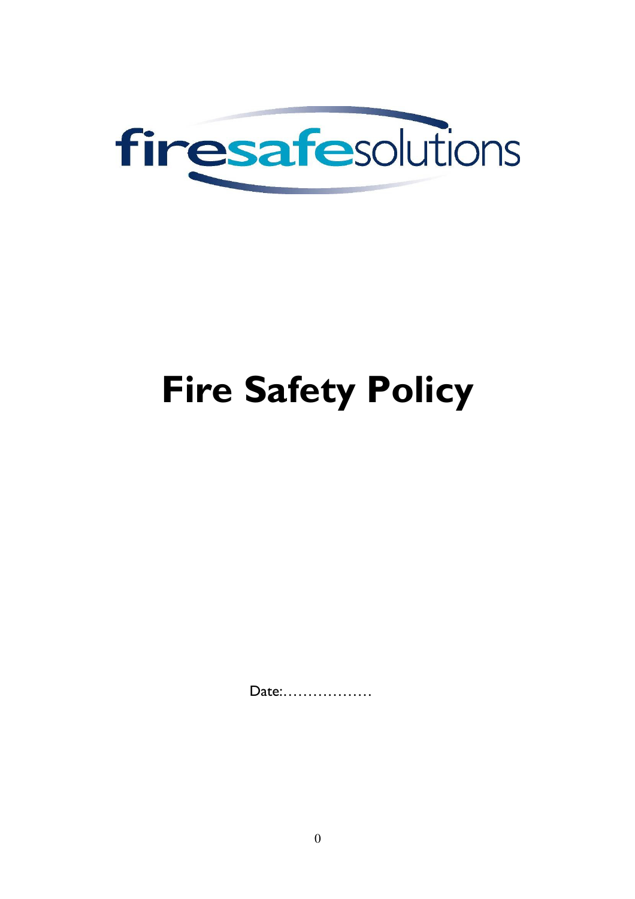firesafesolutions

# Fire Safety Policy

Date:………………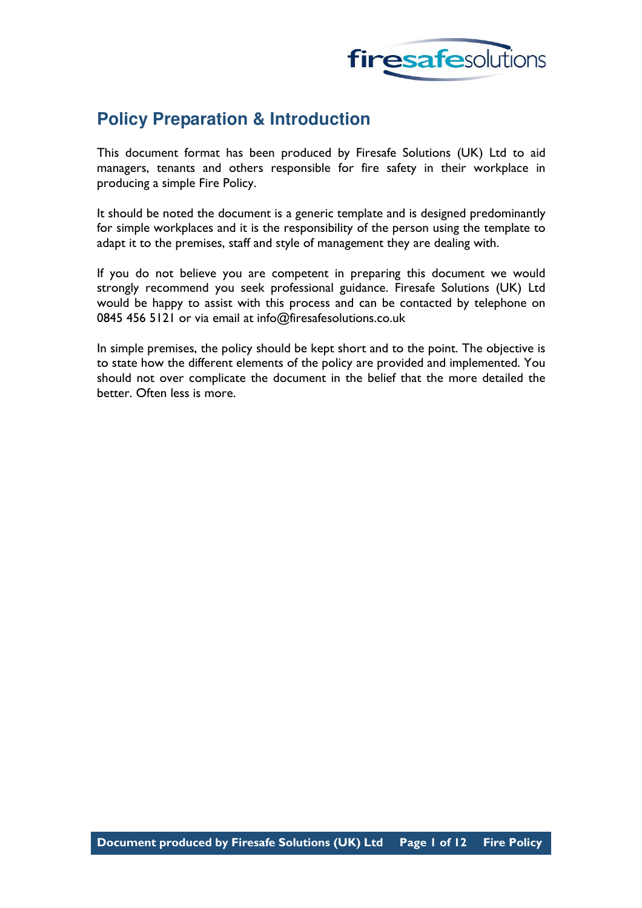## Policy Preparation & Introduction

This document format has been produced by Firesafe Solutions (UK) Ltd to aid managers, tenants and others responsible for fire safety in their workplace in producing a simple Fire Policy.

It should be noted the document is a generic template and is designed predominantly for simple workplaces and it is the responsibility of the person using the template to adapt it to the premises, staff and style of management they are dealing with.

If you do not believe you are competent in preparing this document we would strongly recommend you seek professional guidance. Firesafe Solutions (UK) Ltd would be happy to assist with this process and can be contacted by telephone on 0845 456 5121 or via email at info@firesafesolutions.co.uk

In simple premises, the policy should be kept short and to the point. The objective is to state how the different elements of the policy are provided and implemented. You should not over complicate the document in the belief that the more detailed the better. Often less is more.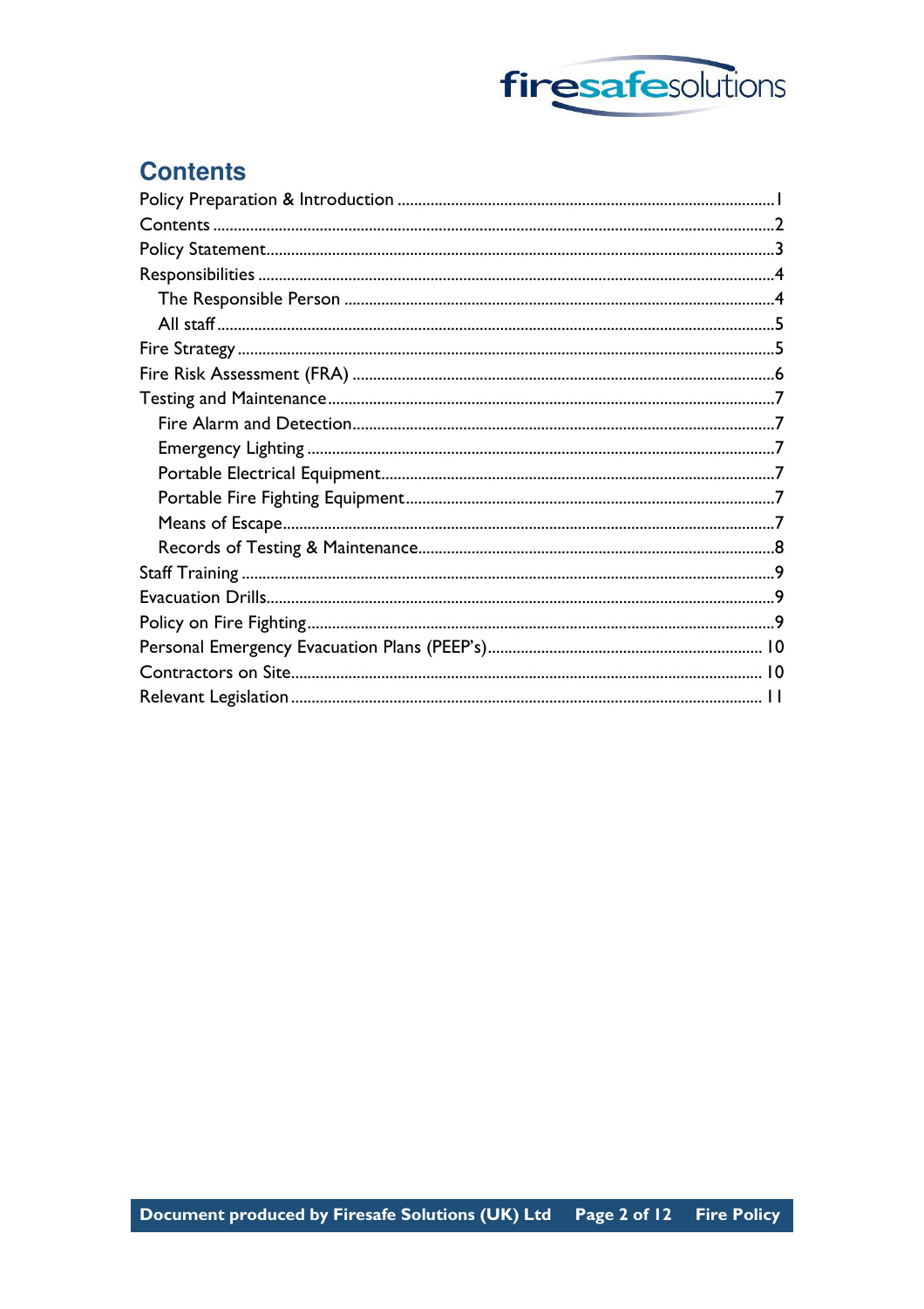## Contents

Policy Preparation & Introduction ........................................................................................1
Contents ........................................................................................................................2
Policy Statement..............................................................................................................3
Responsibilities ..............................................................................................................4
  The Responsible Person ...............................................................................................4
  All staff .......................................................................................................................5
Fire Strategy ...................................................................................................................5
Fire Risk Assessment (FRA) ..............................................................................................6
Testing and Maintenance...................................................................................................7
  Fire Alarm and Detection...............................................................................................7
  Emergency Lighting ......................................................................................................7
  Portable Electrical Equipment..........................................................................................7
  Portable Fire Fighting Equipment.....................................................................................7
  Means of Escape...........................................................................................................7
  Records of Testing & Maintenance...................................................................................8
Staff Training ...................................................................................................................9
Evacuation Drills................................................................................................................9
Policy on Fire Fighting.......................................................................................................9
Personal Emergency Evacuation Plans (PEEP's)................................................................. 10
Contractors on Site.......................................................................................................... 10
Relevant Legislation ......................................................................................................... 11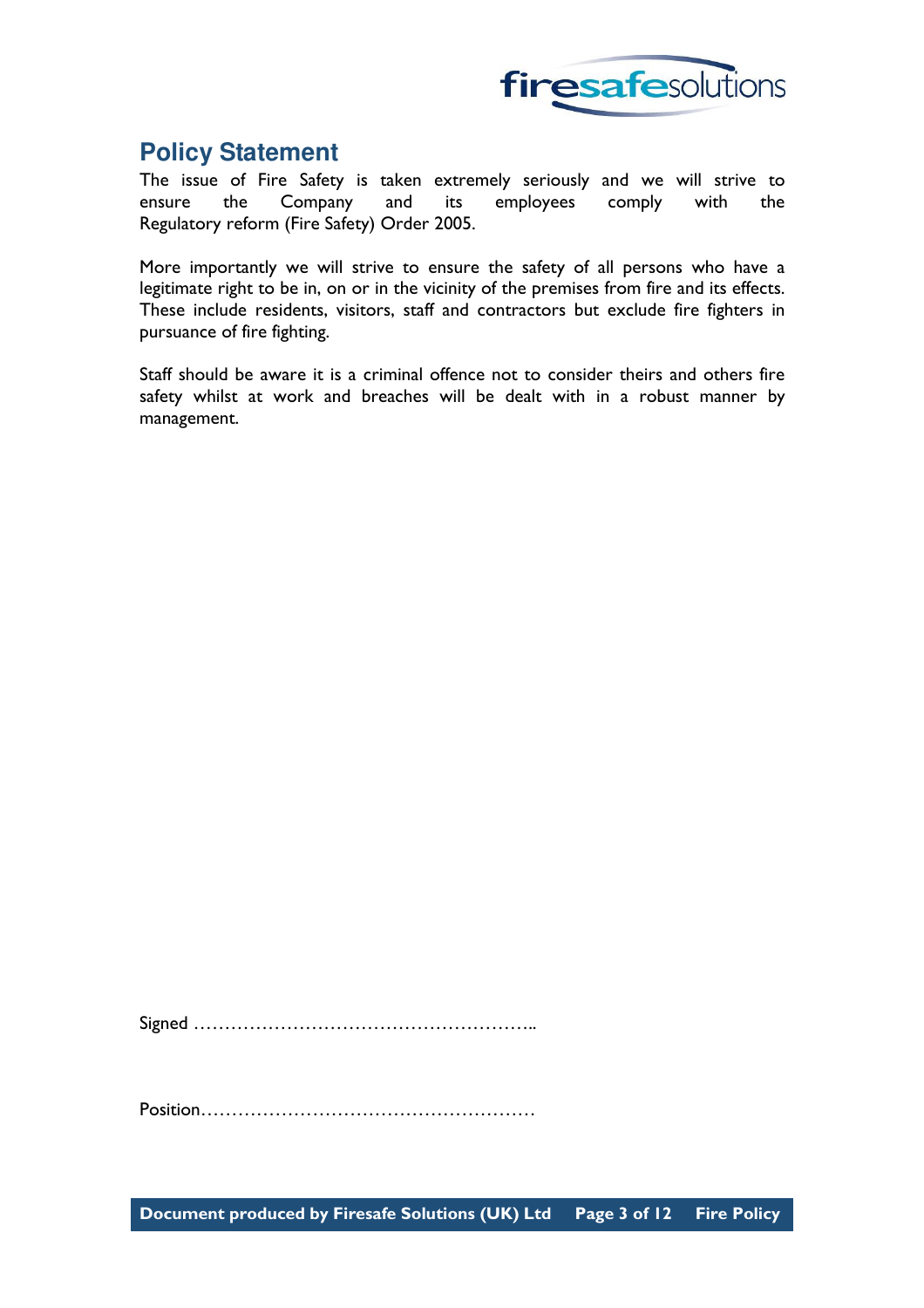## Policy Statement

The issue of Fire Safety is taken extremely seriously and we will strive to ensure the Company and its employees comply with the Regulatory reform (Fire Safety) Order 2005.

More importantly we will strive to ensure the safety of all persons who have a legitimate right to be in, on or in the vicinity of the premises from fire and its effects. These include residents, visitors, staff and contractors but exclude fire fighters in pursuance of fire fighting.

Staff should be aware it is a criminal offence not to consider theirs and others fire safety whilst at work and breaches will be dealt with in a robust manner by management.

Signed ………………………………………………..

Position………………………………………………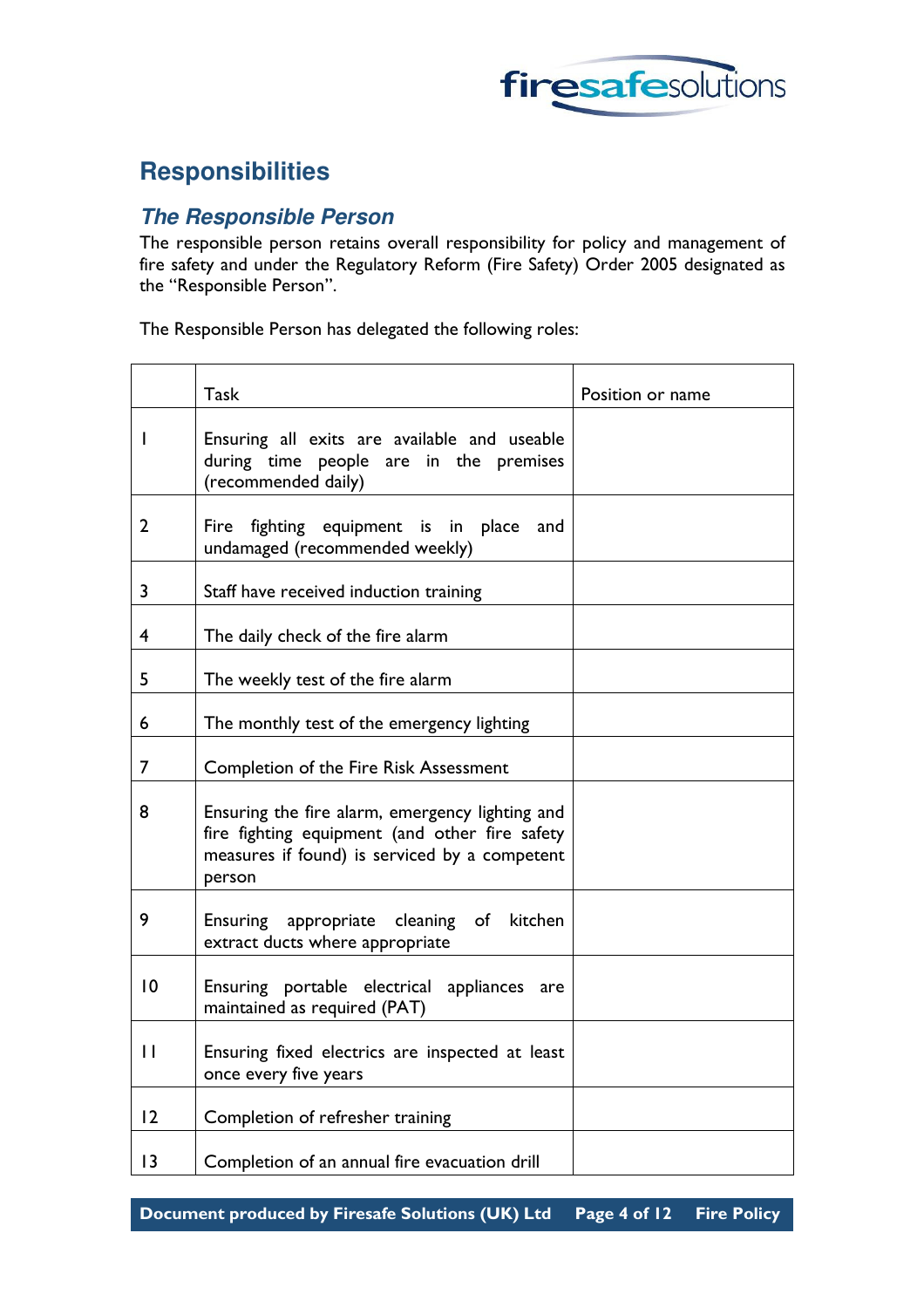## Responsibilities

### *The Responsible Person*

The responsible person retains overall responsibility for policy and management of fire safety and under the Regulatory Reform (Fire Safety) Order 2005 designated as the "Responsible Person".

The Responsible Person has delegated the following roles:

| | Task | Position or name |
|---|---|---|
| 1 | Ensuring all exits are available and useable during time people are in the premises (recommended daily) | |
| 2 | Fire fighting equipment is in place and undamaged (recommended weekly) | |
| 3 | Staff have received induction training | |
| 4 | The daily check of the fire alarm | |
| 5 | The weekly test of the fire alarm | |
| 6 | The monthly test of the emergency lighting | |
| 7 | Completion of the Fire Risk Assessment | |
| 8 | Ensuring the fire alarm, emergency lighting and fire fighting equipment (and other fire safety measures if found) is serviced by a competent person | |
| 9 | Ensuring appropriate cleaning of kitchen extract ducts where appropriate | |
| 10 | Ensuring portable electrical appliances are maintained as required (PAT) | |
| 11 | Ensuring fixed electrics are inspected at least once every five years | |
| 12 | Completion of refresher training | |
| 13 | Completion of an annual fire evacuation drill | |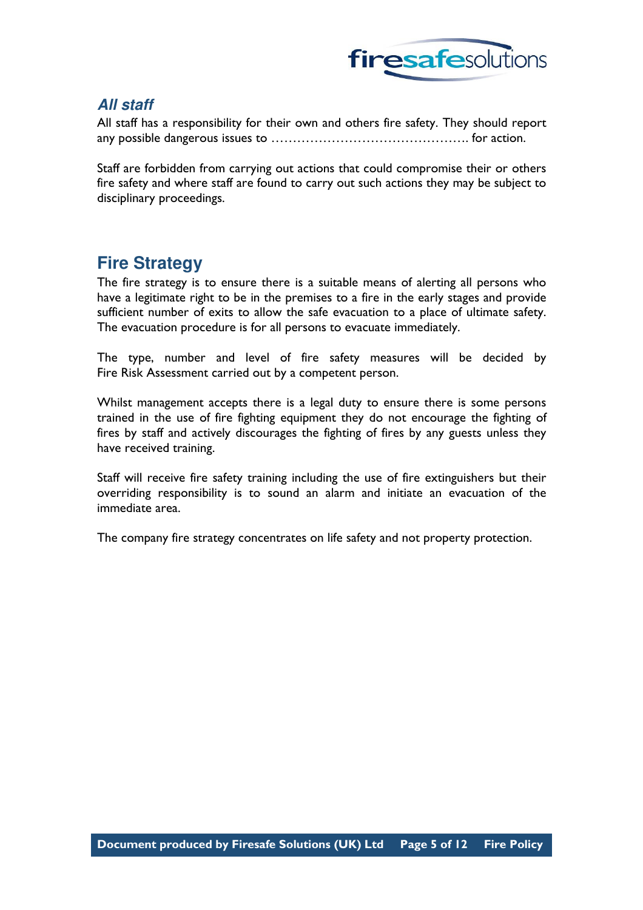### *All staff*

All staff has a responsibility for their own and others fire safety. They should report any possible dangerous issues to ………………………………………. for action.

Staff are forbidden from carrying out actions that could compromise their or others fire safety and where staff are found to carry out such actions they may be subject to disciplinary proceedings.

## Fire Strategy

The fire strategy is to ensure there is a suitable means of alerting all persons who have a legitimate right to be in the premises to a fire in the early stages and provide sufficient number of exits to allow the safe evacuation to a place of ultimate safety. The evacuation procedure is for all persons to evacuate immediately.

The type, number and level of fire safety measures will be decided by Fire Risk Assessment carried out by a competent person.

Whilst management accepts there is a legal duty to ensure there is some persons trained in the use of fire fighting equipment they do not encourage the fighting of fires by staff and actively discourages the fighting of fires by any guests unless they have received training.

Staff will receive fire safety training including the use of fire extinguishers but their overriding responsibility is to sound an alarm and initiate an evacuation of the immediate area.

The company fire strategy concentrates on life safety and not property protection.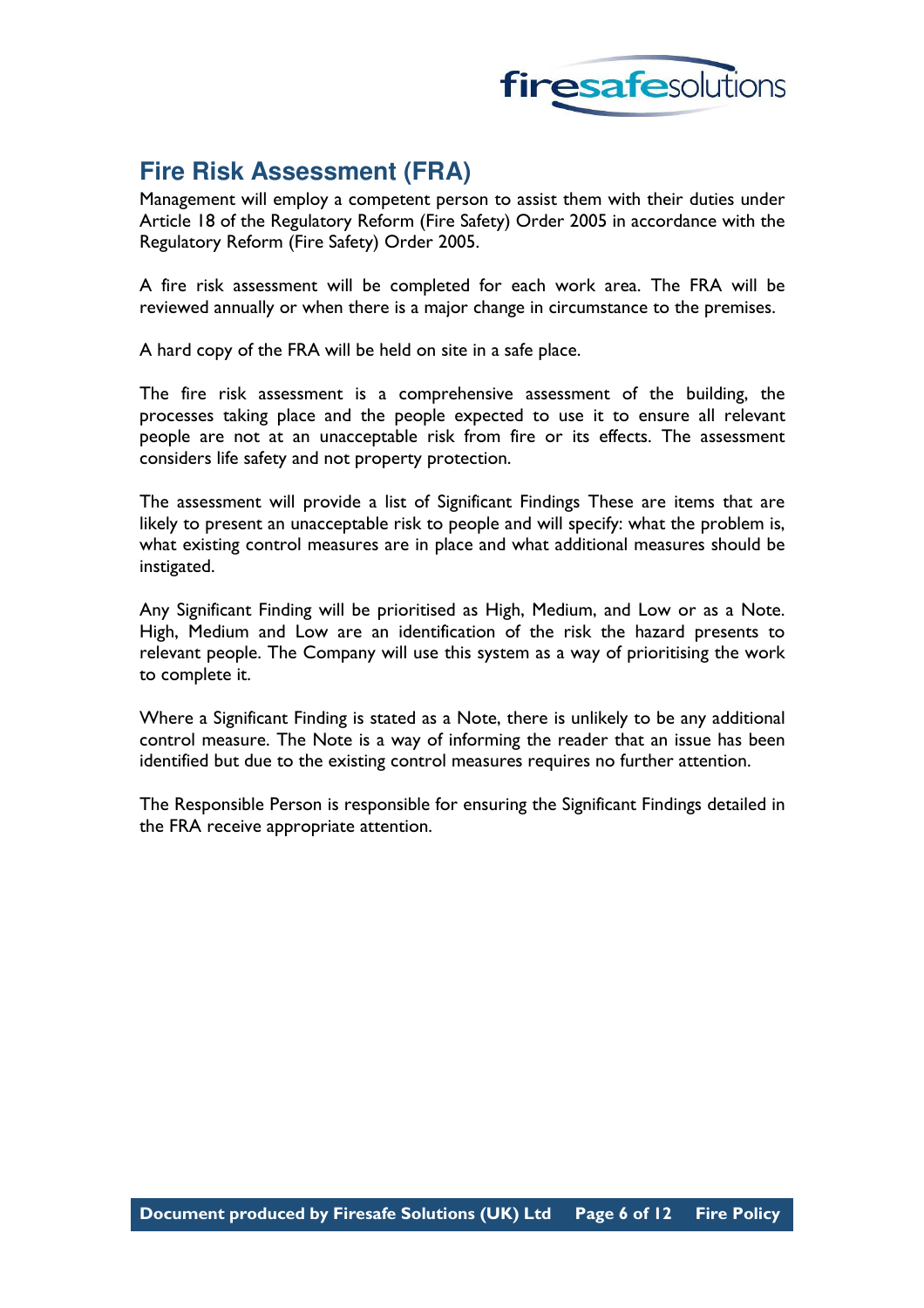## Fire Risk Assessment (FRA)

Management will employ a competent person to assist them with their duties under Article 18 of the Regulatory Reform (Fire Safety) Order 2005 in accordance with the Regulatory Reform (Fire Safety) Order 2005.

A fire risk assessment will be completed for each work area. The FRA will be reviewed annually or when there is a major change in circumstance to the premises.

A hard copy of the FRA will be held on site in a safe place.

The fire risk assessment is a comprehensive assessment of the building, the processes taking place and the people expected to use it to ensure all relevant people are not at an unacceptable risk from fire or its effects. The assessment considers life safety and not property protection.

The assessment will provide a list of Significant Findings These are items that are likely to present an unacceptable risk to people and will specify: what the problem is, what existing control measures are in place and what additional measures should be instigated.

Any Significant Finding will be prioritised as High, Medium, and Low or as a Note. High, Medium and Low are an identification of the risk the hazard presents to relevant people. The Company will use this system as a way of prioritising the work to complete it.

Where a Significant Finding is stated as a Note, there is unlikely to be any additional control measure. The Note is a way of informing the reader that an issue has been identified but due to the existing control measures requires no further attention.

The Responsible Person is responsible for ensuring the Significant Findings detailed in the FRA receive appropriate attention.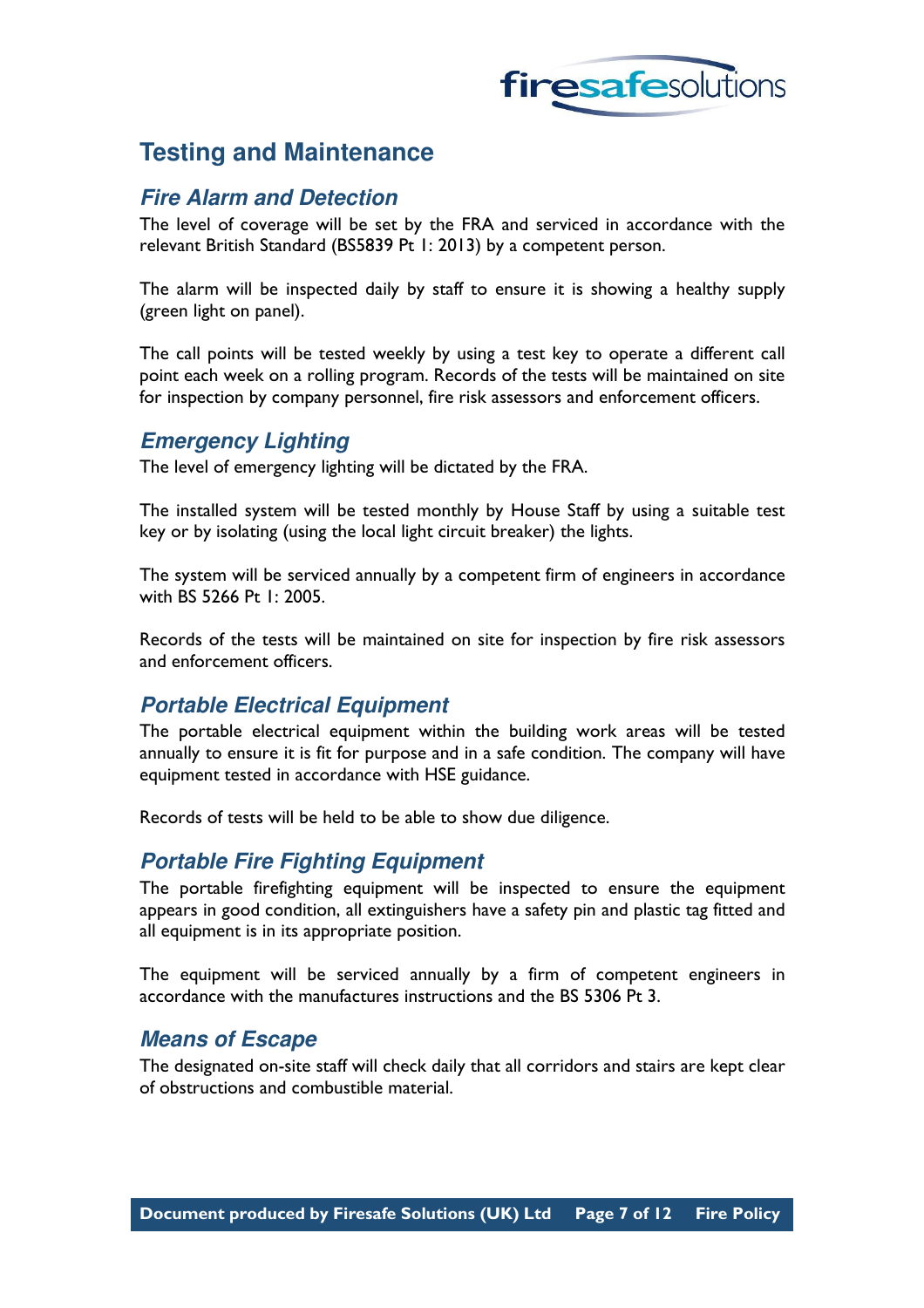## Testing and Maintenance

### *Fire Alarm and Detection*

The level of coverage will be set by the FRA and serviced in accordance with the relevant British Standard (BS5839 Pt 1: 2013) by a competent person.

The alarm will be inspected daily by staff to ensure it is showing a healthy supply (green light on panel).

The call points will be tested weekly by using a test key to operate a different call point each week on a rolling program. Records of the tests will be maintained on site for inspection by company personnel, fire risk assessors and enforcement officers.

### *Emergency Lighting*

The level of emergency lighting will be dictated by the FRA.

The installed system will be tested monthly by House Staff by using a suitable test key or by isolating (using the local light circuit breaker) the lights.

The system will be serviced annually by a competent firm of engineers in accordance with BS 5266 Pt 1: 2005.

Records of the tests will be maintained on site for inspection by fire risk assessors and enforcement officers.

### *Portable Electrical Equipment*

The portable electrical equipment within the building work areas will be tested annually to ensure it is fit for purpose and in a safe condition. The company will have equipment tested in accordance with HSE guidance.

Records of tests will be held to be able to show due diligence.

### *Portable Fire Fighting Equipment*

The portable firefighting equipment will be inspected to ensure the equipment appears in good condition, all extinguishers have a safety pin and plastic tag fitted and all equipment is in its appropriate position.

The equipment will be serviced annually by a firm of competent engineers in accordance with the manufactures instructions and the BS 5306 Pt 3.

### *Means of Escape*

The designated on-site staff will check daily that all corridors and stairs are kept clear of obstructions and combustible material.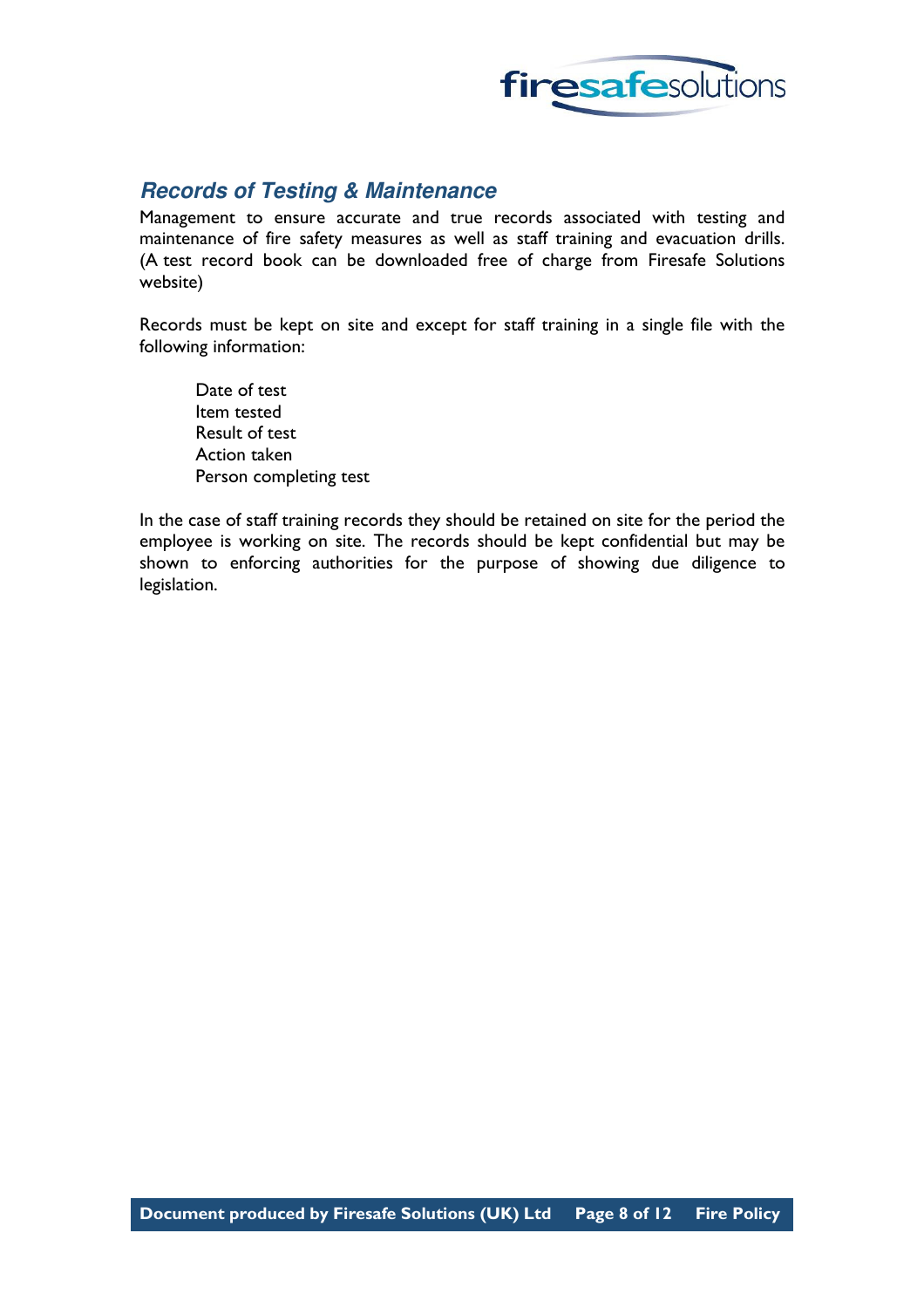## *Records of Testing & Maintenance*

Management to ensure accurate and true records associated with testing and maintenance of fire safety measures as well as staff training and evacuation drills. (A test record book can be downloaded free of charge from Firesafe Solutions website)

Records must be kept on site and except for staff training in a single file with the following information:

- Date of test
- Item tested
- Result of test
- Action taken
- Person completing test

In the case of staff training records they should be retained on site for the period the employee is working on site. The records should be kept confidential but may be shown to enforcing authorities for the purpose of showing due diligence to legislation.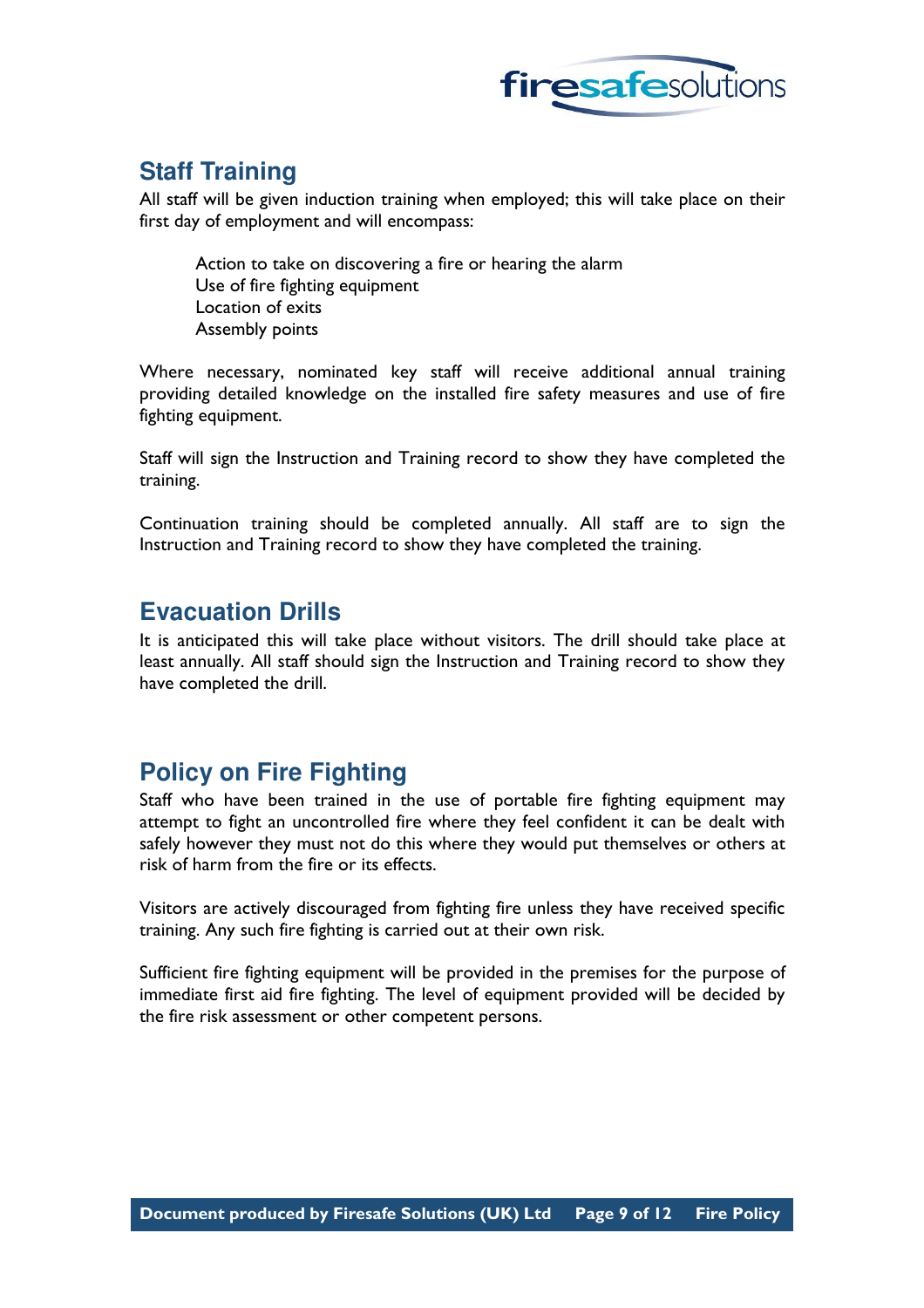## Staff Training

All staff will be given induction training when employed; this will take place on their first day of employment and will encompass:

- Action to take on discovering a fire or hearing the alarm
- Use of fire fighting equipment
- Location of exits
- Assembly points

Where necessary, nominated key staff will receive additional annual training providing detailed knowledge on the installed fire safety measures and use of fire fighting equipment.

Staff will sign the Instruction and Training record to show they have completed the training.

Continuation training should be completed annually. All staff are to sign the Instruction and Training record to show they have completed the training.

## Evacuation Drills

It is anticipated this will take place without visitors. The drill should take place at least annually. All staff should sign the Instruction and Training record to show they have completed the drill.

## Policy on Fire Fighting

Staff who have been trained in the use of portable fire fighting equipment may attempt to fight an uncontrolled fire where they feel confident it can be dealt with safely however they must not do this where they would put themselves or others at risk of harm from the fire or its effects.

Visitors are actively discouraged from fighting fire unless they have received specific training. Any such fire fighting is carried out at their own risk.

Sufficient fire fighting equipment will be provided in the premises for the purpose of immediate first aid fire fighting. The level of equipment provided will be decided by the fire risk assessment or other competent persons.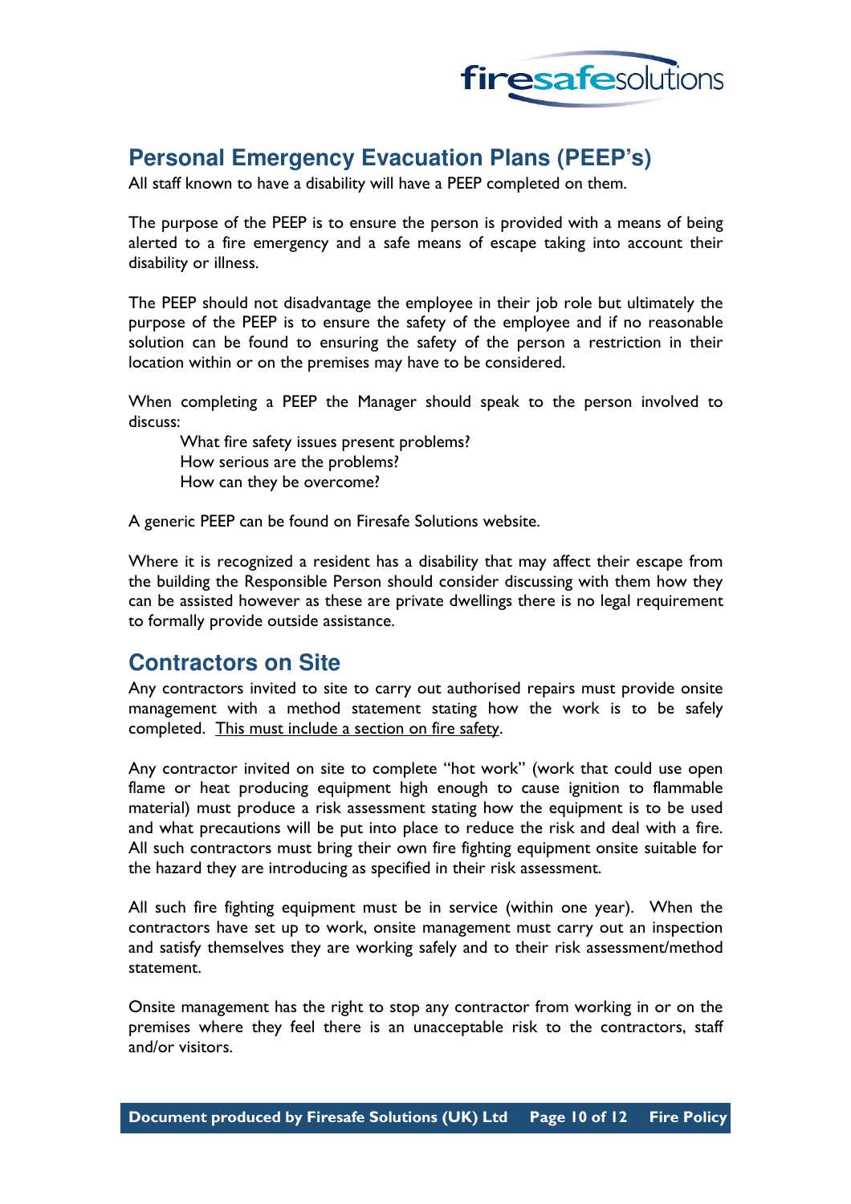## Personal Emergency Evacuation Plans (PEEP's)

All staff known to have a disability will have a PEEP completed on them.

The purpose of the PEEP is to ensure the person is provided with a means of being alerted to a fire emergency and a safe means of escape taking into account their disability or illness.

The PEEP should not disadvantage the employee in their job role but ultimately the purpose of the PEEP is to ensure the safety of the employee and if no reasonable solution can be found to ensuring the safety of the person a restriction in their location within or on the premises may have to be considered.

When completing a PEEP the Manager should speak to the person involved to discuss:

> What fire safety issues present problems?
> How serious are the problems?
> How can they be overcome?

A generic PEEP can be found on Firesafe Solutions website.

Where it is recognized a resident has a disability that may affect their escape from the building the Responsible Person should consider discussing with them how they can be assisted however as these are private dwellings there is no legal requirement to formally provide outside assistance.

## Contractors on Site

Any contractors invited to site to carry out authorised repairs must provide onsite management with a method statement stating how the work is to be safely completed. <u>This must include a section on fire safety</u>.

Any contractor invited on site to complete "hot work" (work that could use open flame or heat producing equipment high enough to cause ignition to flammable material) must produce a risk assessment stating how the equipment is to be used and what precautions will be put into place to reduce the risk and deal with a fire. All such contractors must bring their own fire fighting equipment onsite suitable for the hazard they are introducing as specified in their risk assessment.

All such fire fighting equipment must be in service (within one year). When the contractors have set up to work, onsite management must carry out an inspection and satisfy themselves they are working safely and to their risk assessment/method statement.

Onsite management has the right to stop any contractor from working in or on the premises where they feel there is an unacceptable risk to the contractors, staff and/or visitors.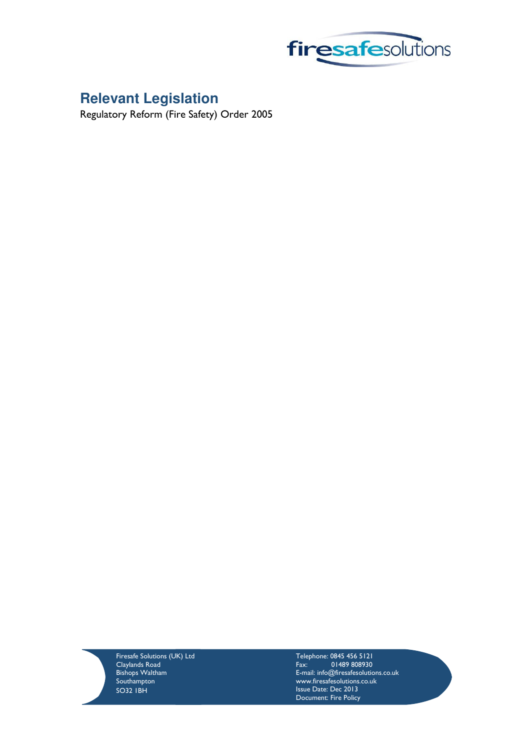## Relevant Legislation

Regulatory Reform (Fire Safety) Order 2005